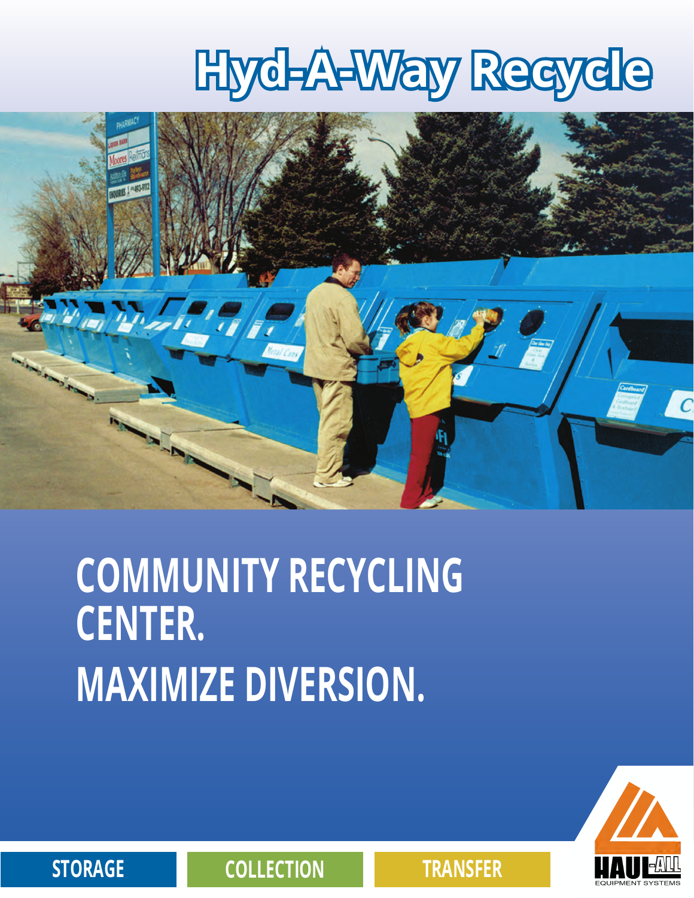# Hyd-A-Way Recycle

## COMMUNITY RECYCLING CENTER.
## MAXIMIZE DIVERSION.

STORAGE | COLLECTION | TRANSFER

HAUL-ALL EQUIPMENT SYSTEMS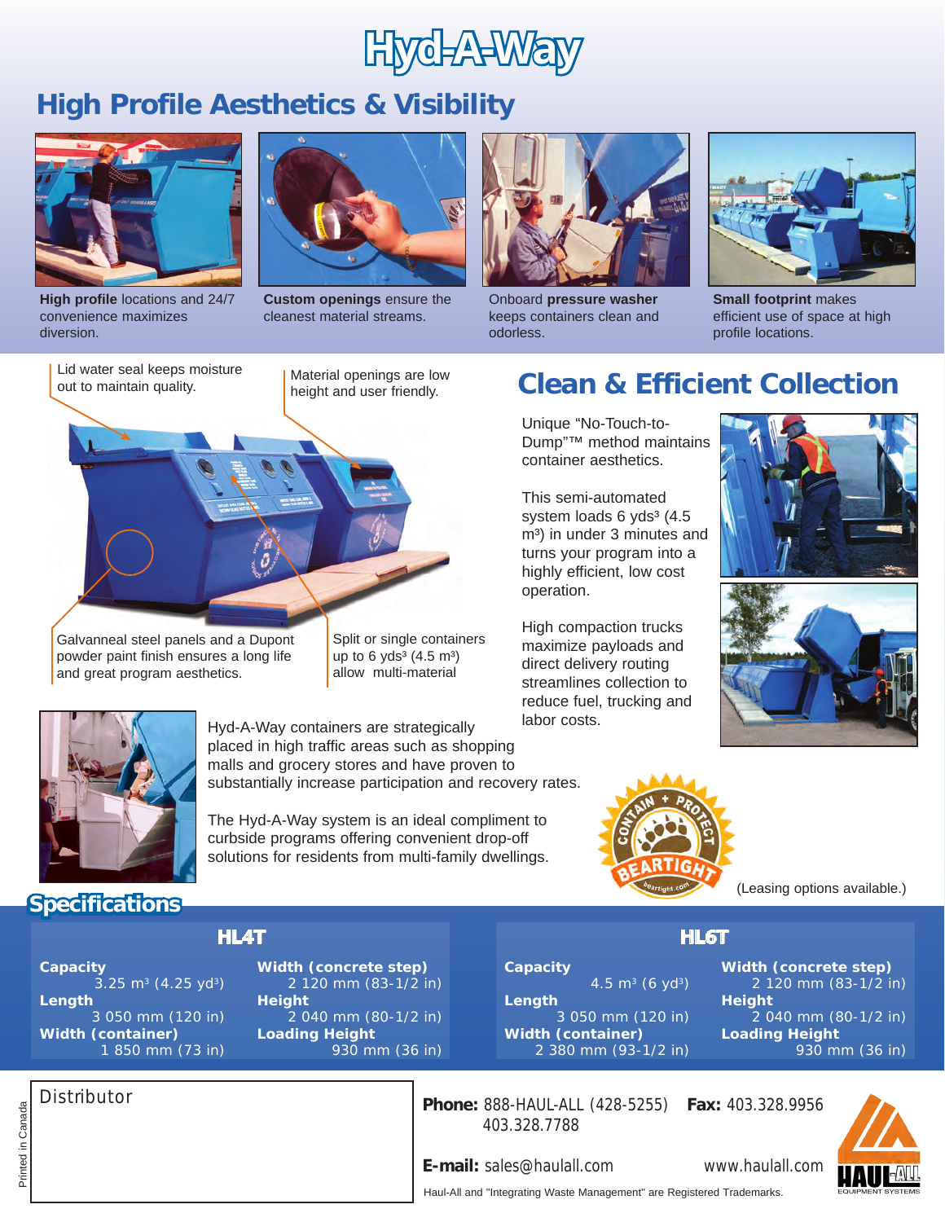# Hyd-A-Way

## High Profile Aesthetics & Visibility

**High profile** locations and 24/7 convenience maximizes diversion.

**Custom openings** ensure the cleanest material streams.

Onboard **pressure washer** keeps containers clean and odorless.

**Small footprint** makes efficient use of space at high profile locations.

Lid water seal keeps moisture out to maintain quality.

Material openings are low height and user friendly.

Galvanneal steel panels and a Dupont powder paint finish ensures a long life and great program aesthetics.

Split or single containers up to 6 yds³ (4.5 m³) allow multi-material

## Clean & Efficient Collection

Unique "No-Touch-to-Dump"™ method maintains container aesthetics.

This semi-automated system loads 6 yds³ (4.5 m³) in under 3 minutes and turns your program into a highly efficient, low cost operation.

High compaction trucks maximize payloads and direct delivery routing streamlines collection to reduce fuel, trucking and labor costs.

Hyd-A-Way containers are strategically placed in high traffic areas such as shopping malls and grocery stores and have proven to substantially increase participation and recovery rates.

The Hyd-A-Way system is an ideal compliment to curbside programs offering convenient drop-off solutions for residents from multi-family dwellings.

(Leasing options available.)

## Specifications

### HL4T

| | |
|---|---|
| **Capacity** 3.25 m³ (4.25 yd³) | **Width (concrete step)** 2 120 mm (83-1/2 in) |
| **Length** 3 050 mm (120 in) | **Height** 2 040 mm (80-1/2 in) |
| **Width (container)** 1 850 mm (73 in) | **Loading Height** 930 mm (36 in) |

### HL6T

| | |
|---|---|
| **Capacity** 4.5 m³ (6 yd³) | **Width (concrete step)** 2 120 mm (83-1/2 in) |
| **Length** 3 050 mm (120 in) | **Height** 2 040 mm (80-1/2 in) |
| **Width (container)** 2 380 mm (93-1/2 in) | **Loading Height** 930 mm (36 in) |

Distributor

**Phone:** 888-HAUL-ALL (428-5255) 403.328.7788 **Fax:** 403.328.9956

**E-mail:** sales@haulall.com www.haulall.com

Haul-All and "Integrating Waste Management" are Registered Trademarks.

Printed in Canada